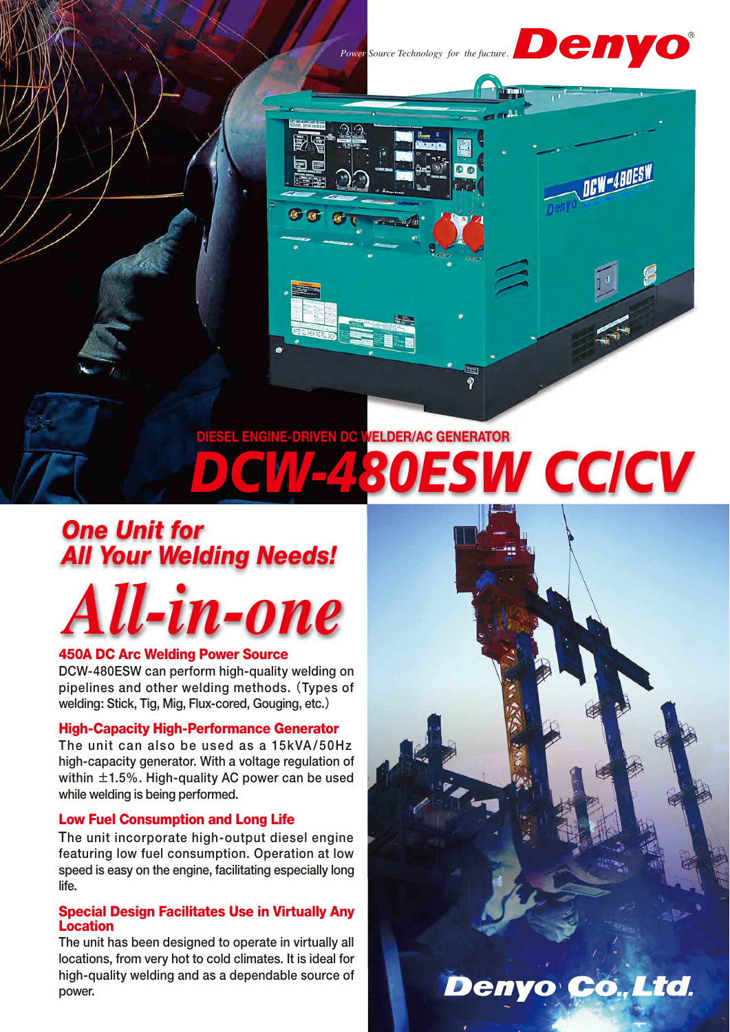*Power Source Technology for the fucture.* **Denyo**®

DIESEL ENGINE-DRIVEN DC WELDER/AC GENERATOR

# *DCW-480ESW CC/CV*

## *One Unit for All Your Welding Needs!*

# *All-in-one*

### 450A DC Arc Welding Power Source

DCW-480ESW can perform high-quality welding on pipelines and other welding methods. (Types of welding: Stick, Tig, Mig, Flux-cored, Gouging, etc.)

### High-Capacity High-Performance Generator

The unit can also be used as a 15kVA/50Hz high-capacity generator. With a voltage regulation of within ±1.5%. High-quality AC power can be used while welding is being performed.

### Low Fuel Consumption and Long Life

The unit incorporate high-output diesel engine featuring low fuel consumption. Operation at low speed is easy on the engine, facilitating especially long life.

### Special Design Facilitates Use in Virtually Any Location

The unit has been designed to operate in virtually all locations, from very hot to cold climates. It is ideal for high-quality welding and as a dependable source of power.

**Denyo Co., Ltd.**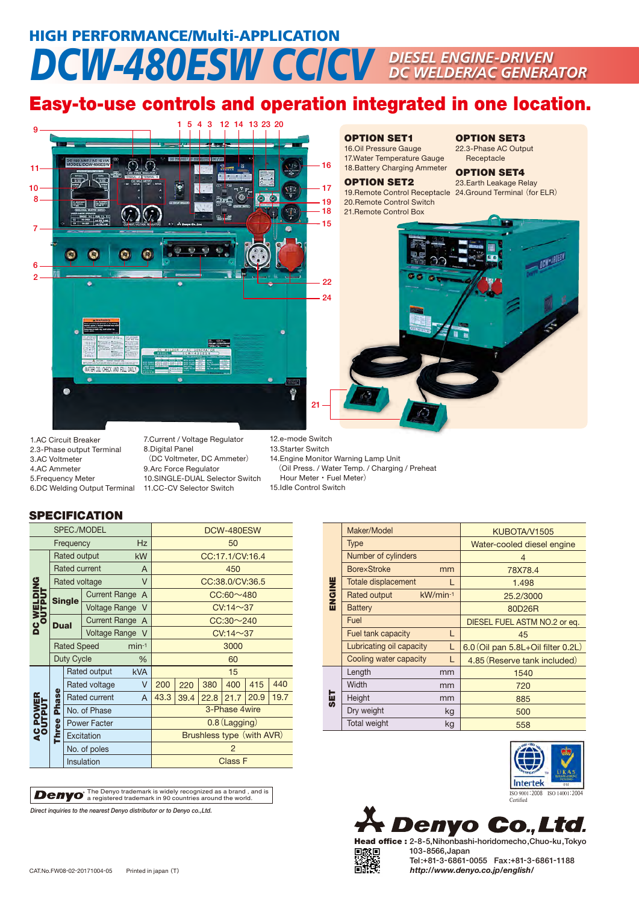## HIGH PERFORMANCE/Multi-APPLICATION

# DCW-480ESW CC/CV

## DIESEL ENGINE-DRIVEN DC WELDER/AC GENERATOR

## Easy-to-use controls and operation integrated in one location.

**OPTION SET1**
16.Oil Pressure Gauge
17.Water Temperature Gauge
18.Battery Charging Ammeter

**OPTION SET2**
19.Remote Control Receptacle
20.Remote Control Switch
21.Remote Control Box

**OPTION SET3**
22.3-Phase AC Output Receptacle

**OPTION SET4**
23.Earth Leakage Relay
24.Ground Terminal (for ELR)

1.AC Circuit Breaker
2.3-Phase output Terminal
3.AC Voltmeter
4.AC Ammeter
5.Frequency Meter
6.DC Welding Output Terminal
7.Current / Voltage Regulator
8.Digital Panel
(DC Voltmeter, DC Ammeter)
9.Arc Force Regulator
10.SINGLE-DUAL Selector Switch
11.CC-CV Selector Switch
12.e-mode Switch
13.Starter Switch
14.Engine Monitor Warning Lamp Unit
(Oil Press. / Water Temp. / Charging / Preheat
Hour Meter・Fuel Meter)
15.Idle Control Switch

## SPECIFICATION

| SPEC./MODEL | | | | DCW-480ESW | | | | | |
|---|---|---|---|---|---|---|---|---|---|
| | Frequency | | Hz | 50 | | | | | |
| DC WELDING OUTPUT | Rated output | | kW | CC:17.1/CV:16.4 | | | | | |
| | Rated current | | A | 450 | | | | | |
| | Rated voltage | | V | CC:38.0/CV:36.5 | | | | | |
| | Single | Current Range | A | CC:60〜480 | | | | | |
| | | Voltage Range | V | CV:14〜37 | | | | | |
| | Dual | Current Range | A | CC:30〜240 | | | | | |
| | | Voltage Range | V | CV:14〜37 | | | | | |
| | Rated Speed | | min⁻¹ | 3000 | | | | | |
| | Duty Cycle | | % | 60 | | | | | |
| AC POWER OUTPUT | Three Phase | Rated output | kVA | 15 | | | | | |
| | | Rated voltage | V | 200 | 220 | 380 | 400 | 415 | 440 |
| | | Rated current | A | 43.3 | 39.4 | 22.8 | 21.7 | 20.9 | 19.7 |
| | | No. of Phase | | 3-Phase 4wire | | | | | |
| | | Power Facter | | 0.8 (Lagging) | | | | | |
| | | Excitation | | Brushless type (with AVR) | | | | | |
| | | No. of poles | | 2 | | | | | |
| | | Insulation | | Class F | | | | | |

| | | | |
|---|---|---|---|
| ENGINE | Maker/Model | | KUBOTA/V1505 |
| | Type | | Water-cooled diesel engine |
| | Number of cylinders | | 4 |
| | Bore×Stroke | mm | 78X78.4 |
| | Totale displacement | L | 1.498 |
| | Rated output | kW/min⁻¹ | 25.2/3000 |
| | Battery | | 80D26R |
| | Fuel | | DIESEL FUEL ASTM NO.2 or eq. |
| | Fuel tank capacity | L | 45 |
| | Lubricating oil capacity | L | 6.0 (Oil pan 5.8L+Oil filter 0.2L) |
| | Cooling water capacity | L | 4.85 (Reserve tank included) |
| SET | Length | mm | 1540 |
| | Width | mm | 720 |
| | Height | mm | 885 |
| | Dry weight | kg | 500 |
| | Total weight | kg | 558 |

ISO 9001:2008 ISO 14001:2004 Certified

**Denyo** The Denyo trademark is widely recognized as a brand , and is a registered trademark in 90 countries around the world.

*Direct inquiries to the nearest Denyo distributor or to Denyo co.,Ltd.*

**Denyo Co.,Ltd.**

**Head office :** 2-8-5,Nihonbashi-horidomecho,Chuo-ku,Tokyo 103-8566,Japan
Tel:+81-3-6861-0055 Fax:+81-3-6861-1188
*http://www.denyo.co.jp/english/*

CAT.No.FW08-02-20171004-05 Printed in japan (T)